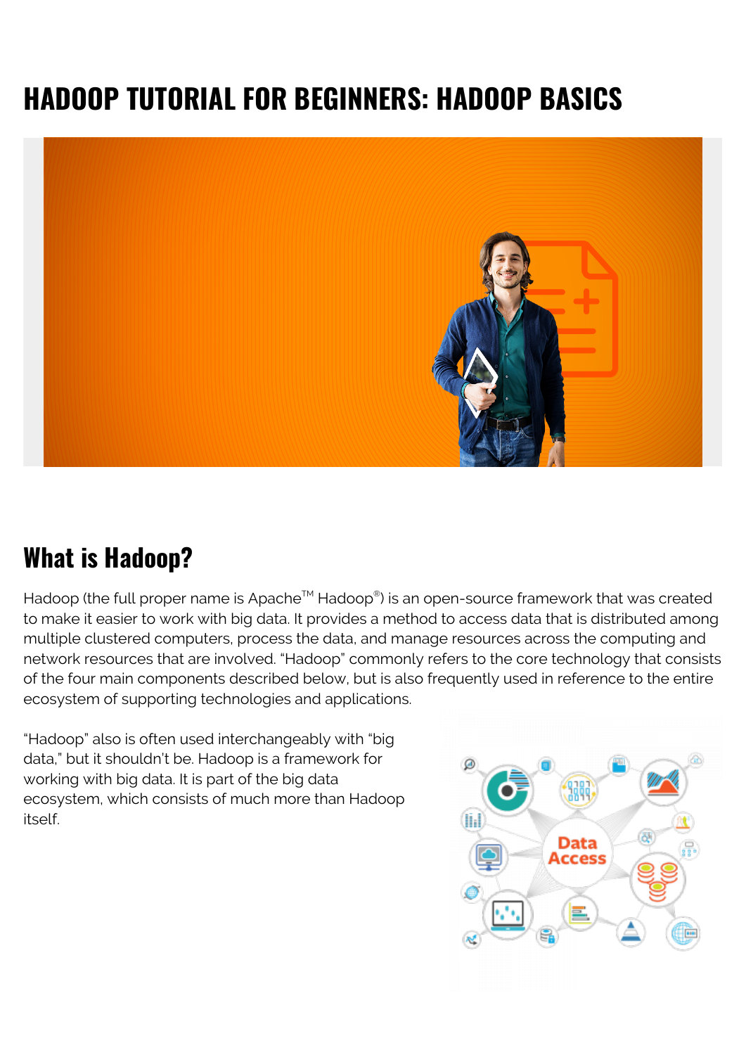# HADOOP TUTORIAL FOR BEGINNERS: HADOOP BASICS

## What is Hadoop?

Hadoop (the full proper name is Apache™ Hadoop®) is an open-source framework that was created to make it easier to work with big data. It provides a method to access data that is distributed among multiple clustered computers, process the data, and manage resources across the computing and network resources that are involved. "Hadoop" commonly refers to the core technology that consists of the four main components described below, but is also frequently used in reference to the entire ecosystem of supporting technologies and applications.

"Hadoop" also is often used interchangeably with "big data," but it shouldn't be. Hadoop is a framework for working with big data. It is part of the big data ecosystem, which consists of much more than Hadoop itself.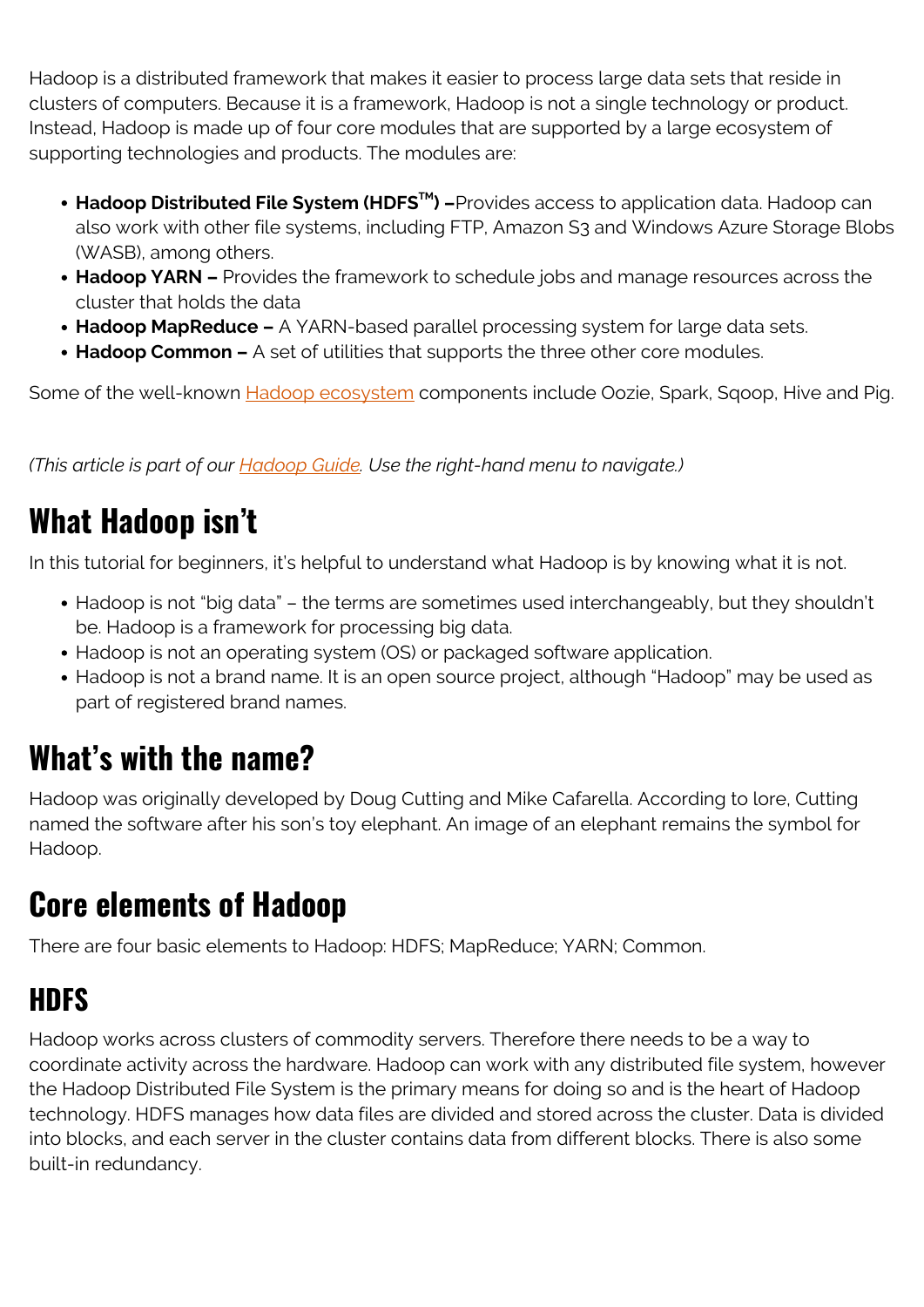Hadoop is a distributed framework that makes it easier to process large data sets that reside in clusters of computers. Because it is a framework, Hadoop is not a single technology or product. Instead, Hadoop is made up of four core modules that are supported by a large ecosystem of supporting technologies and products. The modules are:

- **Hadoop Distributed File System (HDFS™) –**Provides access to application data. Hadoop can also work with other file systems, including FTP, Amazon S3 and Windows Azure Storage Blobs (WASB), among others.
- **Hadoop YARN –** Provides the framework to schedule jobs and manage resources across the cluster that holds the data
- **Hadoop MapReduce –** A YARN-based parallel processing system for large data sets.
- **Hadoop Common –** A set of utilities that supports the three other core modules.

Some of the well-known Hadoop ecosystem components include Oozie, Spark, Sqoop, Hive and Pig.

*(This article is part of our Hadoop Guide. Use the right-hand menu to navigate.)*

## What Hadoop isn't

In this tutorial for beginners, it's helpful to understand what Hadoop is by knowing what it is not.

- Hadoop is not "big data" – the terms are sometimes used interchangeably, but they shouldn't be. Hadoop is a framework for processing big data.
- Hadoop is not an operating system (OS) or packaged software application.
- Hadoop is not a brand name. It is an open source project, although "Hadoop" may be used as part of registered brand names.

## What's with the name?

Hadoop was originally developed by Doug Cutting and Mike Cafarella. According to lore, Cutting named the software after his son's toy elephant. An image of an elephant remains the symbol for Hadoop.

## Core elements of Hadoop

There are four basic elements to Hadoop: HDFS; MapReduce; YARN; Common.

### HDFS

Hadoop works across clusters of commodity servers. Therefore there needs to be a way to coordinate activity across the hardware. Hadoop can work with any distributed file system, however the Hadoop Distributed File System is the primary means for doing so and is the heart of Hadoop technology. HDFS manages how data files are divided and stored across the cluster. Data is divided into blocks, and each server in the cluster contains data from different blocks. There is also some built-in redundancy.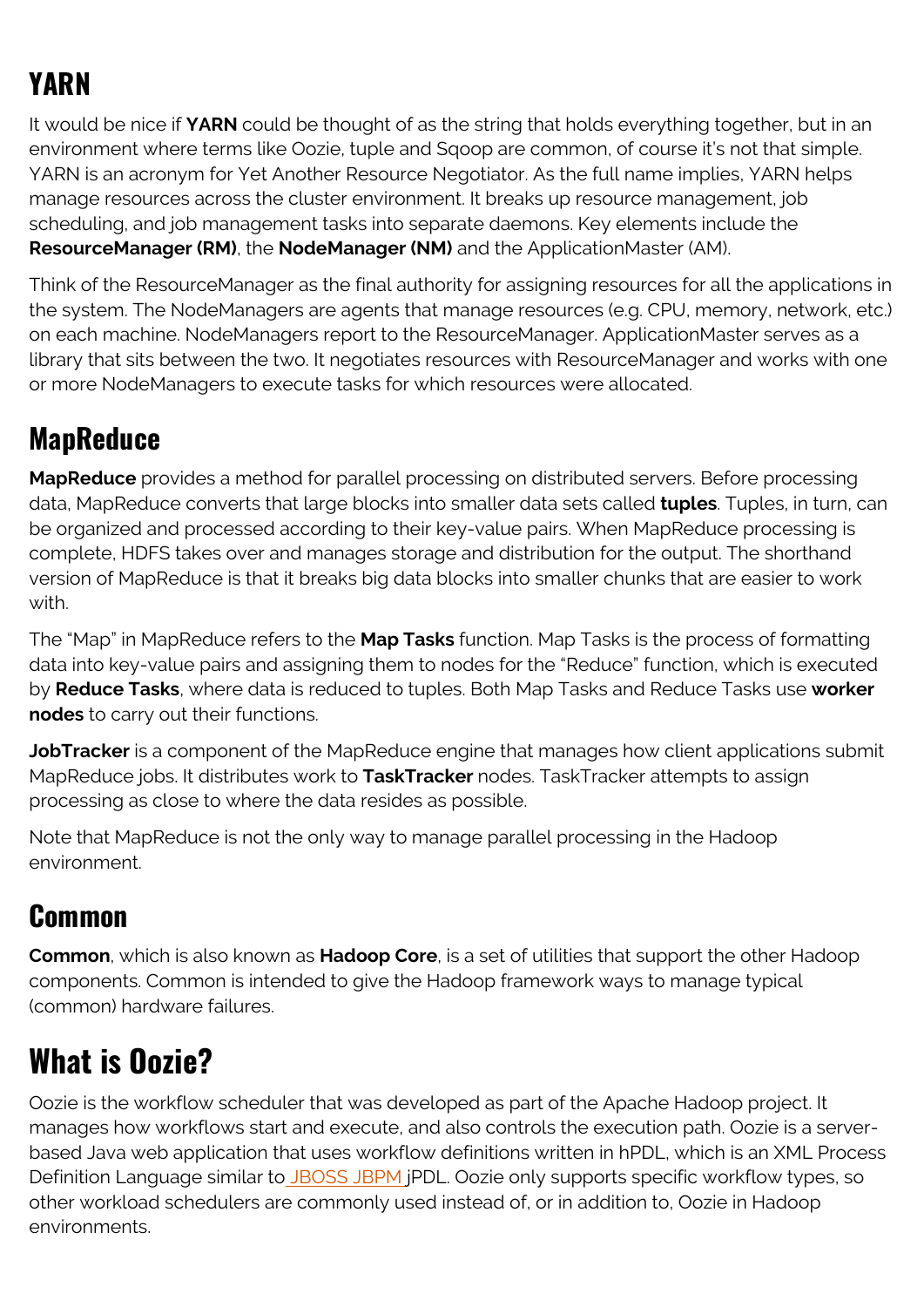## YARN

It would be nice if **YARN** could be thought of as the string that holds everything together, but in an environment where terms like Oozie, tuple and Sqoop are common, of course it's not that simple. YARN is an acronym for Yet Another Resource Negotiator. As the full name implies, YARN helps manage resources across the cluster environment. It breaks up resource management, job scheduling, and job management tasks into separate daemons. Key elements include the **ResourceManager (RM)**, the **NodeManager (NM)** and the ApplicationMaster (AM).

Think of the ResourceManager as the final authority for assigning resources for all the applications in the system. The NodeManagers are agents that manage resources (e.g. CPU, memory, network, etc.) on each machine. NodeManagers report to the ResourceManager. ApplicationMaster serves as a library that sits between the two. It negotiates resources with ResourceManager and works with one or more NodeManagers to execute tasks for which resources were allocated.

## MapReduce

**MapReduce** provides a method for parallel processing on distributed servers. Before processing data, MapReduce converts that large blocks into smaller data sets called **tuples**. Tuples, in turn, can be organized and processed according to their key-value pairs. When MapReduce processing is complete, HDFS takes over and manages storage and distribution for the output. The shorthand version of MapReduce is that it breaks big data blocks into smaller chunks that are easier to work with.

The "Map" in MapReduce refers to the **Map Tasks** function. Map Tasks is the process of formatting data into key-value pairs and assigning them to nodes for the "Reduce" function, which is executed by **Reduce Tasks**, where data is reduced to tuples. Both Map Tasks and Reduce Tasks use **worker nodes** to carry out their functions.

**JobTracker** is a component of the MapReduce engine that manages how client applications submit MapReduce jobs. It distributes work to **TaskTracker** nodes. TaskTracker attempts to assign processing as close to where the data resides as possible.

Note that MapReduce is not the only way to manage parallel processing in the Hadoop environment.

## Common

**Common**, which is also known as **Hadoop Core**, is a set of utilities that support the other Hadoop components. Common is intended to give the Hadoop framework ways to manage typical (common) hardware failures.

# What is Oozie?

Oozie is the workflow scheduler that was developed as part of the Apache Hadoop project. It manages how workflows start and execute, and also controls the execution path. Oozie is a server-based Java web application that uses workflow definitions written in hPDL, which is an XML Process Definition Language similar to JBOSS JBPM jPDL. Oozie only supports specific workflow types, so other workload schedulers are commonly used instead of, or in addition to, Oozie in Hadoop environments.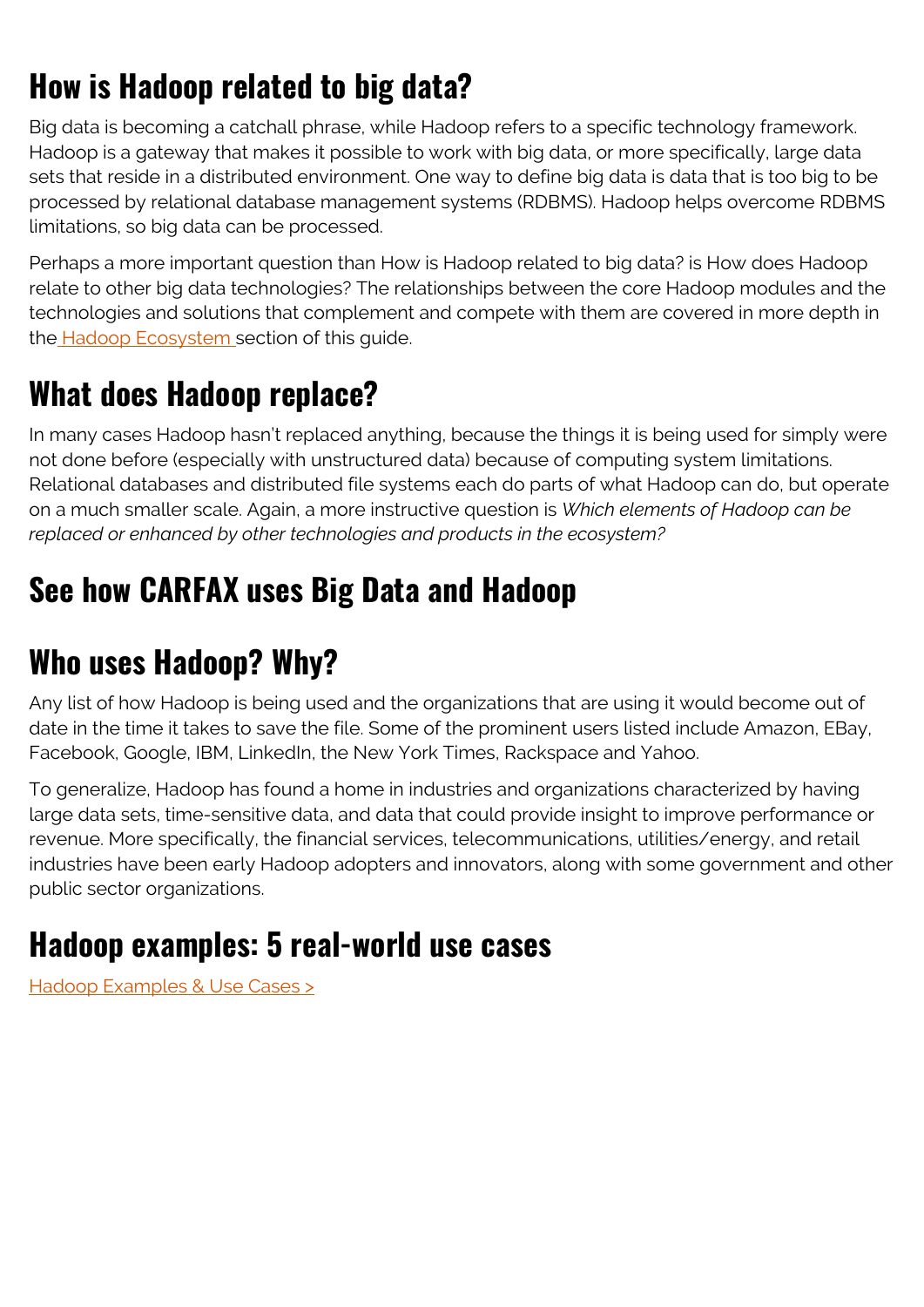## How is Hadoop related to big data?

Big data is becoming a catchall phrase, while Hadoop refers to a specific technology framework. Hadoop is a gateway that makes it possible to work with big data, or more specifically, large data sets that reside in a distributed environment. One way to define big data is data that is too big to be processed by relational database management systems (RDBMS). Hadoop helps overcome RDBMS limitations, so big data can be processed.

Perhaps a more important question than How is Hadoop related to big data? is How does Hadoop relate to other big data technologies? The relationships between the core Hadoop modules and the technologies and solutions that complement and compete with them are covered in more depth in the [Hadoop Ecosystem](#) section of this guide.

## What does Hadoop replace?

In many cases Hadoop hasn't replaced anything, because the things it is being used for simply were not done before (especially with unstructured data) because of computing system limitations. Relational databases and distributed file systems each do parts of what Hadoop can do, but operate on a much smaller scale. Again, a more instructive question is *Which elements of Hadoop can be replaced or enhanced by other technologies and products in the ecosystem?*

## See how CARFAX uses Big Data and Hadoop

## Who uses Hadoop? Why?

Any list of how Hadoop is being used and the organizations that are using it would become out of date in the time it takes to save the file. Some of the prominent users listed include Amazon, EBay, Facebook, Google, IBM, LinkedIn, the New York Times, Rackspace and Yahoo.

To generalize, Hadoop has found a home in industries and organizations characterized by having large data sets, time-sensitive data, and data that could provide insight to improve performance or revenue. More specifically, the financial services, telecommunications, utilities/energy, and retail industries have been early Hadoop adopters and innovators, along with some government and other public sector organizations.

## Hadoop examples: 5 real-world use cases

[Hadoop Examples & Use Cases >](#)